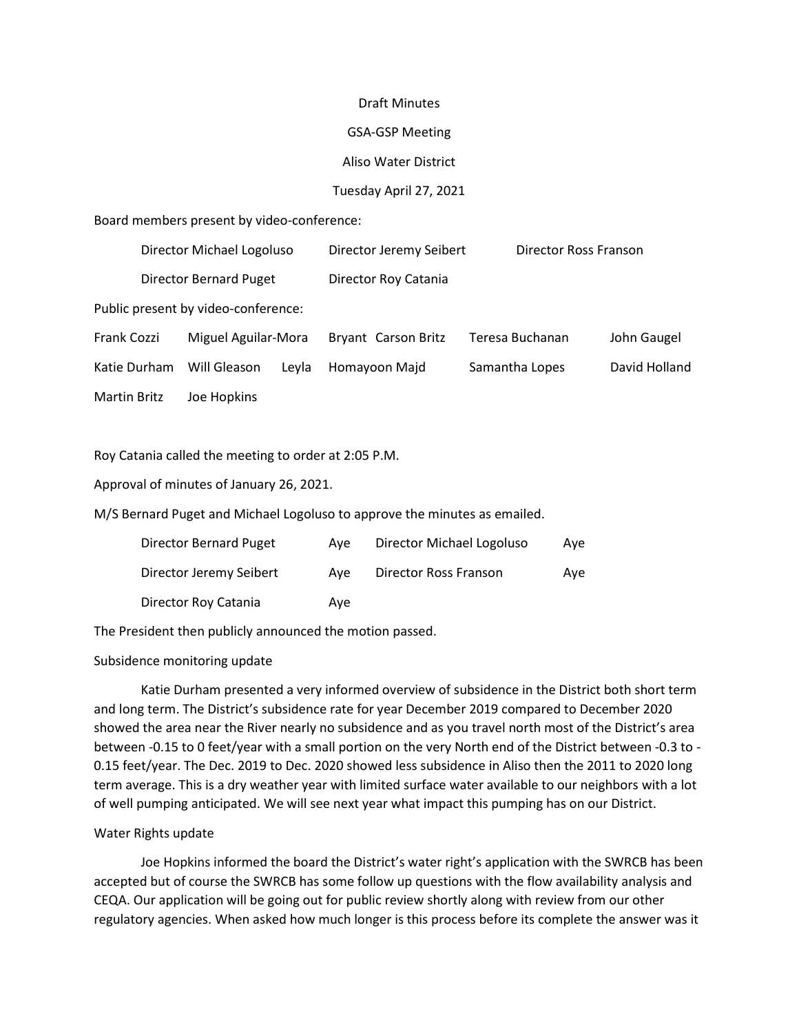Draft Minutes

GSA-GSP Meeting

Aliso Water District

Tuesday April 27, 2021

Board members present by video-conference:

| | | |
|---|---|---|
| Director Michael Logoluso | Director Jeremy Seibert | Director Ross Franson |
| Director Bernard Puget | Director Roy Catania | |

Public present by video-conference:

| | | | | | |
|---|---|---|---|---|---|
| Frank Cozzi | Miguel Aguilar-Mora | | Bryant Carson Britz | Teresa Buchanan | John Gaugel |
| Katie Durham | Will Gleason | Leyla | Homayoon Majd | Samantha Lopes | David Holland |
| Martin Britz | Joe Hopkins | | | | |

Roy Catania called the meeting to order at 2:05 P.M.

Approval of minutes of January 26, 2021.

M/S Bernard Puget and Michael Logoluso to approve the minutes as emailed.

| | | | |
|---|---|---|---|
| Director Bernard Puget | Aye | Director Michael Logoluso | Aye |
| Director Jeremy Seibert | Aye | Director Ross Franson | Aye |
| Director Roy Catania | Aye | | |

The President then publicly announced the motion passed.

Subsidence monitoring update

Katie Durham presented a very informed overview of subsidence in the District both short term and long term. The District's subsidence rate for year December 2019 compared to December 2020 showed the area near the River nearly no subsidence and as you travel north most of the District's area between -0.15 to 0 feet/year with a small portion on the very North end of the District between -0.3 to -0.15 feet/year. The Dec. 2019 to Dec. 2020 showed less subsidence in Aliso then the 2011 to 2020 long term average. This is a dry weather year with limited surface water available to our neighbors with a lot of well pumping anticipated. We will see next year what impact this pumping has on our District.

Water Rights update

Joe Hopkins informed the board the District's water right's application with the SWRCB has been accepted but of course the SWRCB has some follow up questions with the flow availability analysis and CEQA. Our application will be going out for public review shortly along with review from our other regulatory agencies. When asked how much longer is this process before its complete the answer was it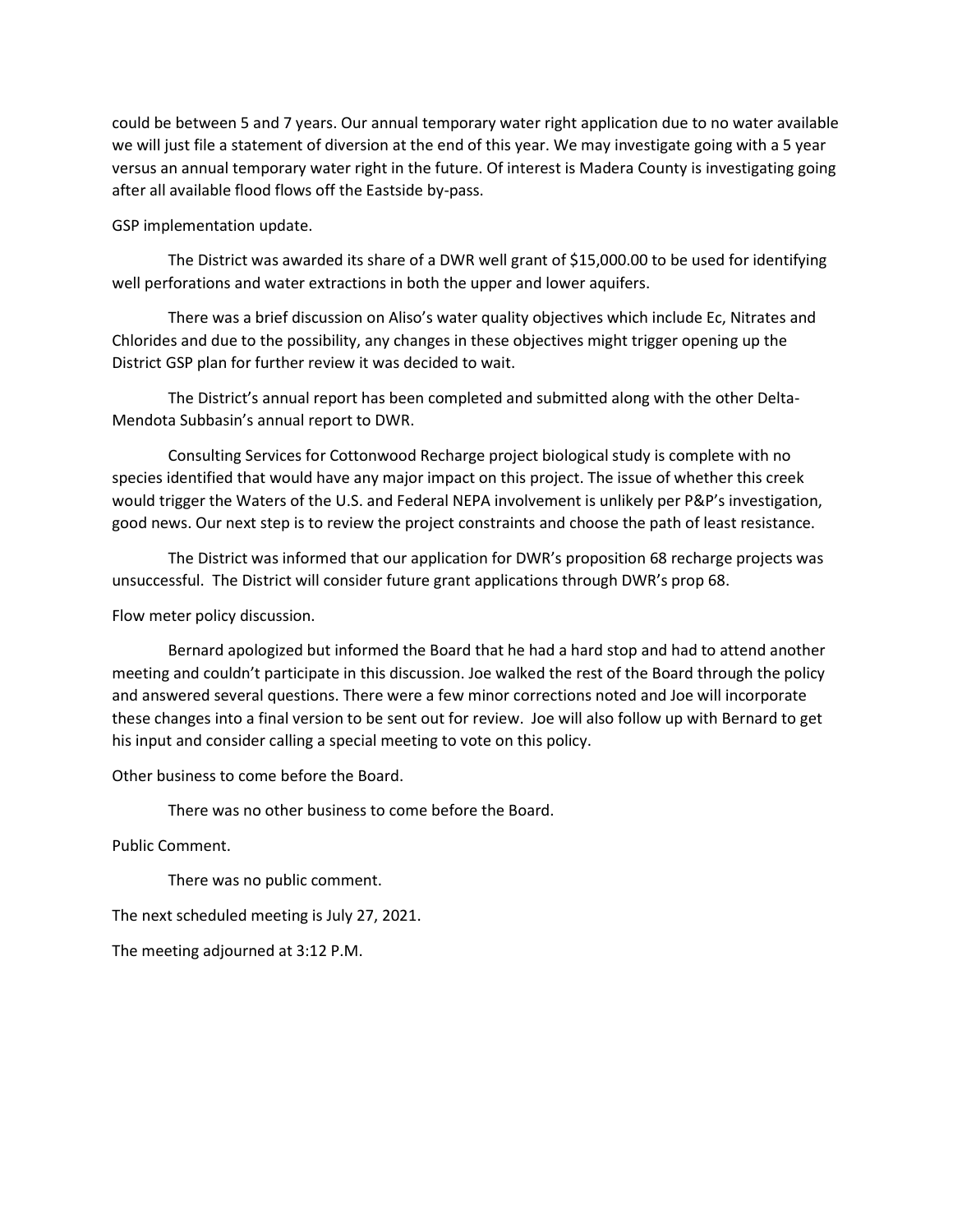could be between 5 and 7 years. Our annual temporary water right application due to no water available we will just file a statement of diversion at the end of this year. We may investigate going with a 5 year versus an annual temporary water right in the future. Of interest is Madera County is investigating going after all available flood flows off the Eastside by-pass.

GSP implementation update.

The District was awarded its share of a DWR well grant of $15,000.00 to be used for identifying well perforations and water extractions in both the upper and lower aquifers.

There was a brief discussion on Aliso's water quality objectives which include Ec, Nitrates and Chlorides and due to the possibility, any changes in these objectives might trigger opening up the District GSP plan for further review it was decided to wait.

The District's annual report has been completed and submitted along with the other Delta-Mendota Subbasin's annual report to DWR.

Consulting Services for Cottonwood Recharge project biological study is complete with no species identified that would have any major impact on this project. The issue of whether this creek would trigger the Waters of the U.S. and Federal NEPA involvement is unlikely per P&P's investigation, good news. Our next step is to review the project constraints and choose the path of least resistance.

The District was informed that our application for DWR's proposition 68 recharge projects was unsuccessful. The District will consider future grant applications through DWR's prop 68.

Flow meter policy discussion.

Bernard apologized but informed the Board that he had a hard stop and had to attend another meeting and couldn't participate in this discussion. Joe walked the rest of the Board through the policy and answered several questions. There were a few minor corrections noted and Joe will incorporate these changes into a final version to be sent out for review. Joe will also follow up with Bernard to get his input and consider calling a special meeting to vote on this policy.

Other business to come before the Board.

There was no other business to come before the Board.

Public Comment.

There was no public comment.

The next scheduled meeting is July 27, 2021.

The meeting adjourned at 3:12 P.M.